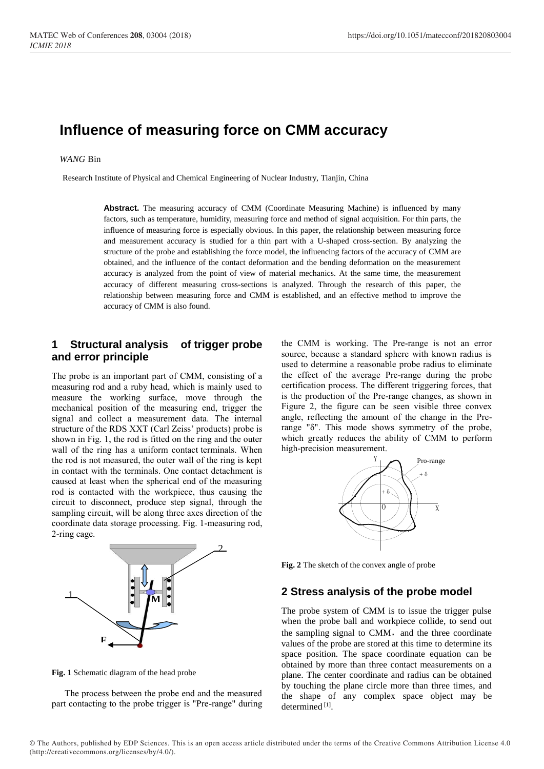# Influence of measuring force on CMM accuracy

*WANG* Bin

Research Institute of Physical and Chemical Engineering of Nuclear Industry, Tianjin, China

**Abstract.** The measuring accuracy of CMM (Coordinate Measuring Machine) is influenced by many factors, such as temperature, humidity, measuring force and method of signal acquisition. For thin parts, the influence of measuring force is especially obvious. In this paper, the relationship between measuring force and measurement accuracy is studied for a thin part with a U-shaped cross-section. By analyzing the structure of the probe and establishing the force model, the influencing factors of the accuracy of CMM are obtained, and the influence of the contact deformation and the bending deformation on the measurement accuracy is analyzed from the point of view of material mechanics. At the same time, the measurement accuracy of different measuring cross-sections is analyzed. Through the research of this paper, the relationship between measuring force and CMM is established, and an effective method to improve the accuracy of CMM is also found.

## 1 Structural analysis of trigger probe and error principle

The probe is an important part of CMM, consisting of a measuring rod and a ruby head, which is mainly used to measure the working surface, move through the mechanical position of the measuring end, trigger the signal and collect a measurement data. The internal structure of the RDS XXT (Carl Zeiss' products) probe is shown in Fig. 1, the rod is fitted on the ring and the outer wall of the ring has a uniform contact terminals. When the rod is not measured, the outer wall of the ring is kept in contact with the terminals. One contact detachment is caused at least when the spherical end of the measuring rod is contacted with the workpiece, thus causing the circuit to disconnect, produce step signal, through the sampling circuit, will be along three axes direction of the coordinate data storage processing. Fig. 1-measuring rod, 2-ring cage.

**Fig. 1** Schematic diagram of the head probe

The process between the probe end and the measured part contacting to the probe trigger is "Pre-range" during the CMM is working. The Pre-range is not an error source, because a standard sphere with known radius is used to determine a reasonable probe radius to eliminate the effect of the average Pre-range during the probe certification process. The different triggering forces, that is the production of the Pre-range changes, as shown in Figure 2, the figure can be seen visible three convex angle, reflecting the amount of the change in the Pre-range "δ". This mode shows symmetry of the probe, which greatly reduces the ability of CMM to perform high-precision measurement.

**Fig. 2** The sketch of the convex angle of probe

## 2 Stress analysis of the probe model

The probe system of CMM is to issue the trigger pulse when the probe ball and workpiece collide, to send out the sampling signal to CMM, and the three coordinate values of the probe are stored at this time to determine its space position. The space coordinate equation can be obtained by more than three contact measurements on a plane. The center coordinate and radius can be obtained by touching the plane circle more than three times, and the shape of any complex space object may be determined [1].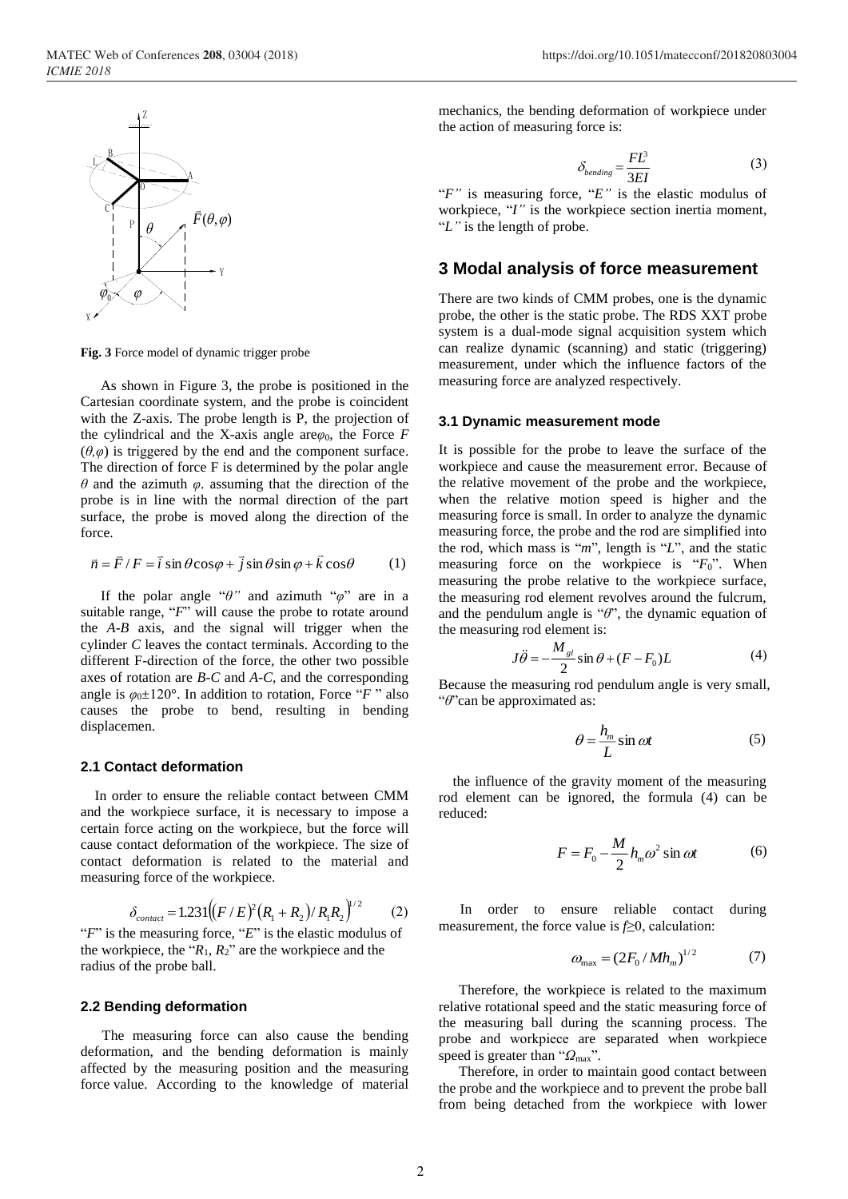**Fig. 3** Force model of dynamic trigger probe

As shown in Figure 3, the probe is positioned in the Cartesian coordinate system, and the probe is coincident with the Z-axis. The probe length is P, the projection of the cylindrical and the X-axis angle are$\varphi_0$, the Force $F$ $(\theta,\varphi)$ is triggered by the end and the component surface. The direction of force F is determined by the polar angle $\theta$ and the azimuth $\varphi$. assuming that the direction of the probe is in line with the normal direction of the part surface, the probe is moved along the direction of the force.

$$\vec{n} = \vec{F}/F = \vec{i}\sin\theta\cos\varphi + \vec{j}\sin\theta\sin\varphi + \vec{k}\cos\theta \qquad (1)$$

If the polar angle "$\theta$" and azimuth "$\varphi$" are in a suitable range, "$F$" will cause the probe to rotate around the *A-B* axis, and the signal will trigger when the cylinder *C* leaves the contact terminals. According to the different F-direction of the force, the other two possible axes of rotation are *B-C* and *A-C*, and the corresponding angle is $\varphi_0\pm120°$. In addition to rotation, Force "$F$ " also causes the probe to bend, resulting in bending displacemen.

### 2.1 Contact deformation

In order to ensure the reliable contact between CMM and the workpiece surface, it is necessary to impose a certain force acting on the workpiece, but the force will cause contact deformation of the workpiece. The size of contact deformation is related to the material and measuring force of the workpiece.

$$\delta_{contact} = 1.231\left(\left(F/E\right)^2\left(R_1+R_2\right)/R_1R_2\right)^{1/2} \qquad (2)$$

"$F$" is the measuring force, "$E$" is the elastic modulus of the workpiece, the "$R_1$, $R_2$" are the workpiece and the radius of the probe ball.

### 2.2 Bending deformation

The measuring force can also cause the bending deformation, and the bending deformation is mainly affected by the measuring position and the measuring force value. According to the knowledge of material mechanics, the bending deformation of workpiece under the action of measuring force is:

$$\delta_{bending} = \frac{FL^3}{3EI} \qquad (3)$$

"$F$" is measuring force, "$E$" is the elastic modulus of workpiece, "$I$" is the workpiece section inertia moment, "$L$" is the length of probe.

## 3 Modal analysis of force measurement

There are two kinds of CMM probes, one is the dynamic probe, the other is the static probe. The RDS XXT probe system is a dual-mode signal acquisition system which can realize dynamic (scanning) and static (triggering) measurement, under which the influence factors of the measuring force are analyzed respectively.

### 3.1 Dynamic measurement mode

It is possible for the probe to leave the surface of the workpiece and cause the measurement error. Because of the relative movement of the probe and the workpiece, when the relative motion speed is higher and the measuring force is small. In order to analyze the dynamic measuring force, the probe and the rod are simplified into the rod, which mass is "$m$", length is "$L$", and the static measuring force on the workpiece is "$F_0$". When measuring the probe relative to the workpiece surface, the measuring rod element revolves around the fulcrum, and the pendulum angle is "$\theta$", the dynamic equation of the measuring rod element is:

$$J\ddot{\theta} = -\frac{M_{gl}}{2}\sin\theta + (F - F_0)L \qquad (4)$$

Because the measuring rod pendulum angle is very small, "$\theta$"can be approximated as:

$$\theta = \frac{h_m}{L}\sin\omega t \qquad (5)$$

the influence of the gravity moment of the measuring rod element can be ignored, the formula (4) can be reduced:

$$F = F_0 - \frac{M}{2}h_m\omega^2\sin\omega t \qquad (6)$$

In order to ensure reliable contact during measurement, the force value is $f\geq0$, calculation:

$$\omega_{\max} = (2F_0/Mh_m)^{1/2} \qquad (7)$$

Therefore, the workpiece is related to the maximum relative rotational speed and the static measuring force of the measuring ball during the scanning process. The probe and workpiece are separated when workpiece speed is greater than "$\Omega_{\max}$".

Therefore, in order to maintain good contact between the probe and the workpiece and to prevent the probe ball from being detached from the workpiece with lower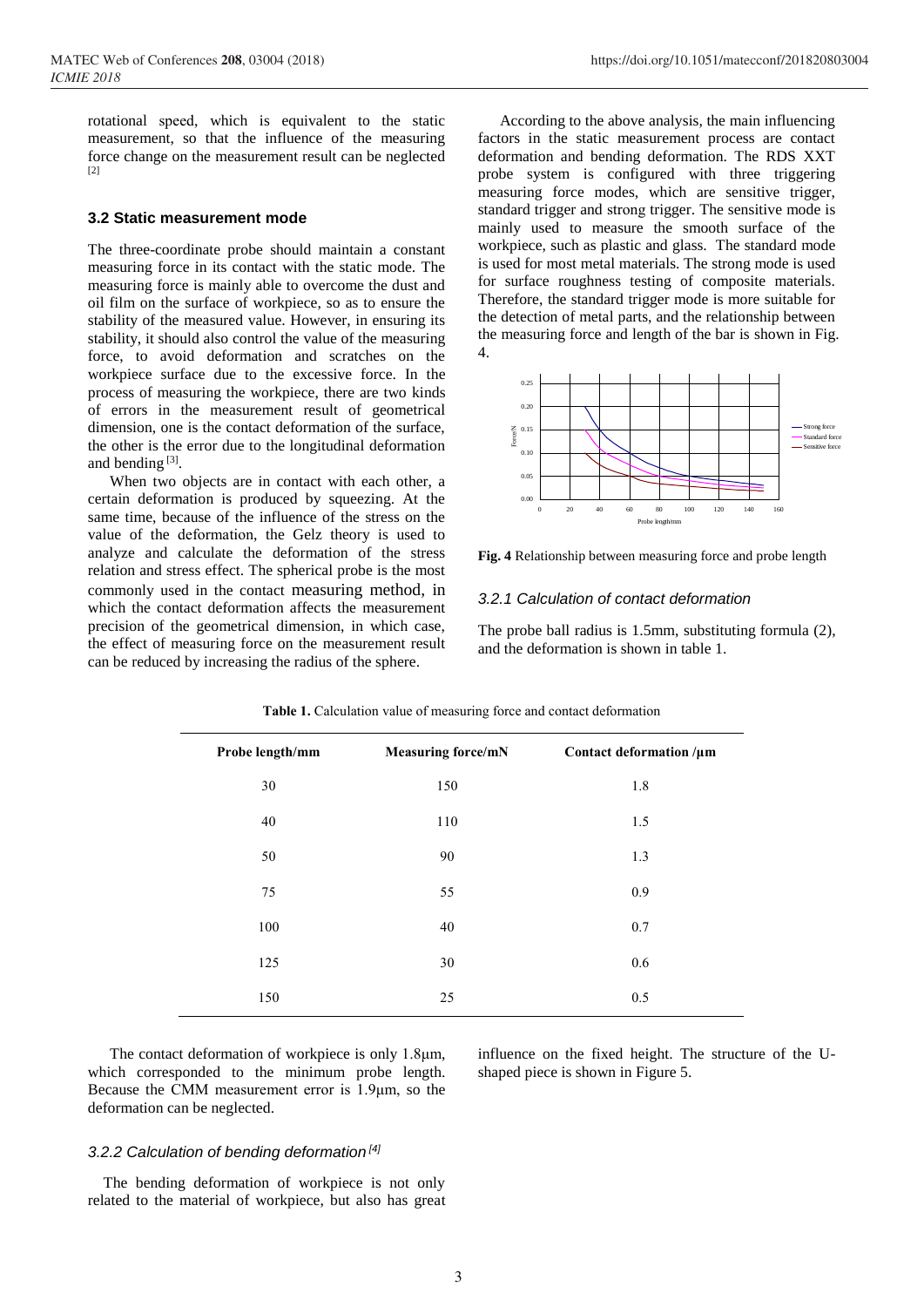rotational speed, which is equivalent to the static measurement, so that the influence of the measuring force change on the measurement result can be neglected [2]

### 3.2 Static measurement mode

The three-coordinate probe should maintain a constant measuring force in its contact with the static mode. The measuring force is mainly able to overcome the dust and oil film on the surface of workpiece, so as to ensure the stability of the measured value. However, in ensuring its stability, it should also control the value of the measuring force, to avoid deformation and scratches on the workpiece surface due to the excessive force. In the process of measuring the workpiece, there are two kinds of errors in the measurement result of geometrical dimension, one is the contact deformation of the surface, the other is the error due to the longitudinal deformation and bending [3].

When two objects are in contact with each other, a certain deformation is produced by squeezing. At the same time, because of the influence of the stress on the value of the deformation, the Gelz theory is used to analyze and calculate the deformation of the stress relation and stress effect. The spherical probe is the most commonly used in the contact measuring method, in which the contact deformation affects the measurement precision of the geometrical dimension, in which case, the effect of measuring force on the measurement result can be reduced by increasing the radius of the sphere.

According to the above analysis, the main influencing factors in the static measurement process are contact deformation and bending deformation. The RDS XXT probe system is configured with three triggering measuring force modes, which are sensitive trigger, standard trigger and strong trigger. The sensitive mode is mainly used to measure the smooth surface of the workpiece, such as plastic and glass. The standard mode is used for most metal materials. The strong mode is used for surface roughness testing of composite materials. Therefore, the standard trigger mode is more suitable for the detection of metal parts, and the relationship between the measuring force and length of the bar is shown in Fig. 4.

**Fig. 4** Relationship between measuring force and probe length

#### 3.2.1 Calculation of contact deformation

The probe ball radius is 1.5mm, substituting formula (2), and the deformation is shown in table 1.

**Table 1.** Calculation value of measuring force and contact deformation

| Probe length/mm | Measuring force/mN | Contact deformation /μm |
|---|---|---|
| 30 | 150 | 1.8 |
| 40 | 110 | 1.5 |
| 50 | 90 | 1.3 |
| 75 | 55 | 0.9 |
| 100 | 40 | 0.7 |
| 125 | 30 | 0.6 |
| 150 | 25 | 0.5 |

The contact deformation of workpiece is only 1.8μm, which corresponded to the minimum probe length. Because the CMM measurement error is 1.9μm, so the deformation can be neglected.

#### 3.2.2 Calculation of bending deformation [4]

The bending deformation of workpiece is not only related to the material of workpiece, but also has great influence on the fixed height. The structure of the U-shaped piece is shown in Figure 5.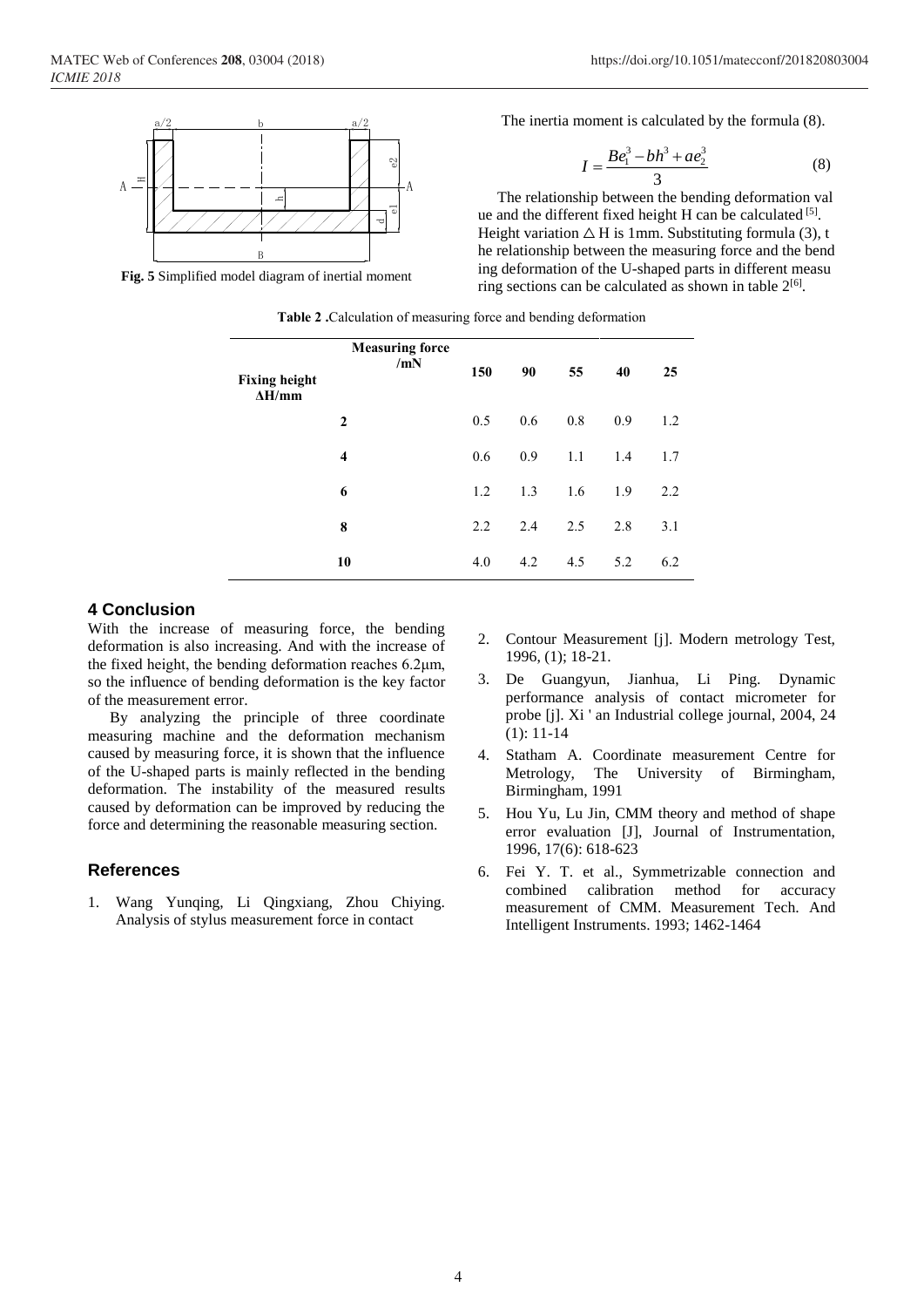Fig. 5 Simplified model diagram of inertial moment

The inertia moment is calculated by the formula (8).

$$I = \frac{Be_1^3 - bh^3 + ae_2^3}{3} \tag{8}$$

The relationship between the bending deformation value and the different fixed height H can be calculated [5]. Height variation $\triangle$H is 1mm. Substituting formula (3), the relationship between the measuring force and the bending deformation of the U-shaped parts in different measuring sections can be calculated as shown in table 2[6].

**Table 2 .**Calculation of measuring force and bending deformation

| Fixing height ΔH/mm \ Measuring force /mN | 150 | 90 | 55 | 40 | 25 |
|---|---|---|---|---|---|
| 2 | 0.5 | 0.6 | 0.8 | 0.9 | 1.2 |
| 4 | 0.6 | 0.9 | 1.1 | 1.4 | 1.7 |
| 6 | 1.2 | 1.3 | 1.6 | 1.9 | 2.2 |
| 8 | 2.2 | 2.4 | 2.5 | 2.8 | 3.1 |
| 10 | 4.0 | 4.2 | 4.5 | 5.2 | 6.2 |

## 4 Conclusion

With the increase of measuring force, the bending deformation is also increasing. And with the increase of the fixed height, the bending deformation reaches 6.2μm, so the influence of bending deformation is the key factor of the measurement error.

By analyzing the principle of three coordinate measuring machine and the deformation mechanism caused by measuring force, it is shown that the influence of the U-shaped parts is mainly reflected in the bending deformation. The instability of the measured results caused by deformation can be improved by reducing the force and determining the reasonable measuring section.

## References

1. Wang Yunqing, Li Qingxiang, Zhou Chiying. Analysis of stylus measurement force in contact
2. Contour Measurement [j]. Modern metrology Test, 1996, (1); 18-21.
3. De Guangyun, Jianhua, Li Ping. Dynamic performance analysis of contact micrometer for probe [j]. Xi ' an Industrial college journal, 2004, 24 (1): 11-14
4. Statham A. Coordinate measurement Centre for Metrology, The University of Birmingham, Birmingham, 1991
5. Hou Yu, Lu Jin, CMM theory and method of shape error evaluation [J], Journal of Instrumentation, 1996, 17(6): 618-623
6. Fei Y. T. et al., Symmetrizable connection and combined calibration method for accuracy measurement of CMM. Measurement Tech. And Intelligent Instruments. 1993; 1462-1464